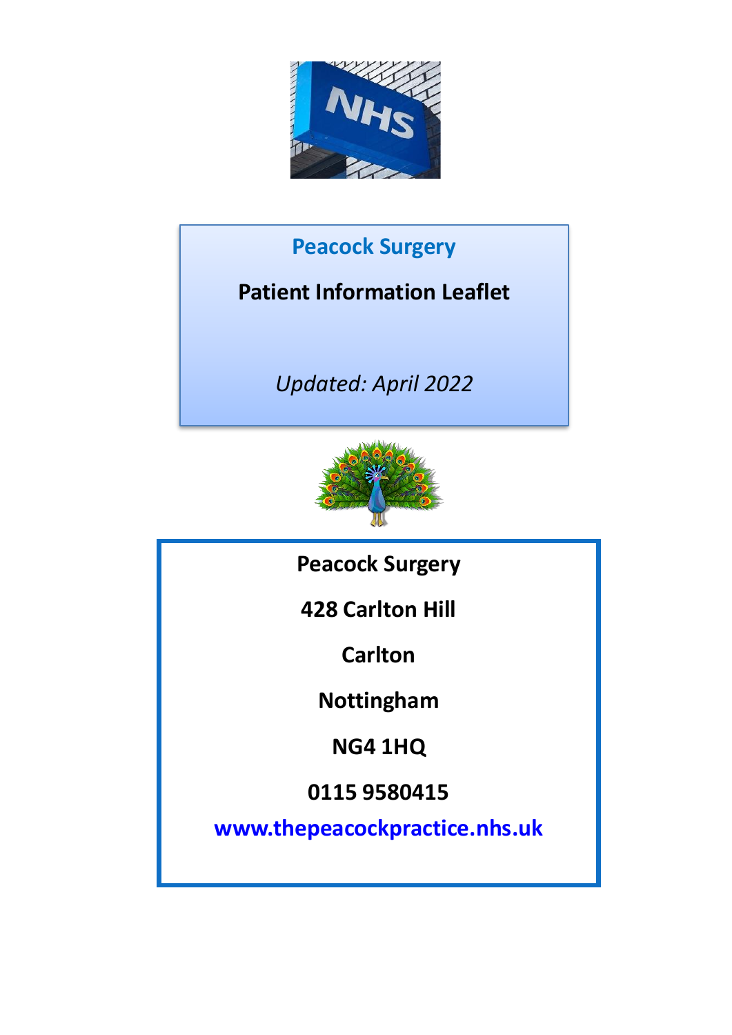# Peacock Surgery

## Patient Information Leaflet

*Updated: April 2022*

**Peacock Surgery**

**428 Carlton Hill**

**Carlton**

**Nottingham**

**NG4 1HQ**

**0115 9580415**

**www.thepeacockpractice.nhs.uk**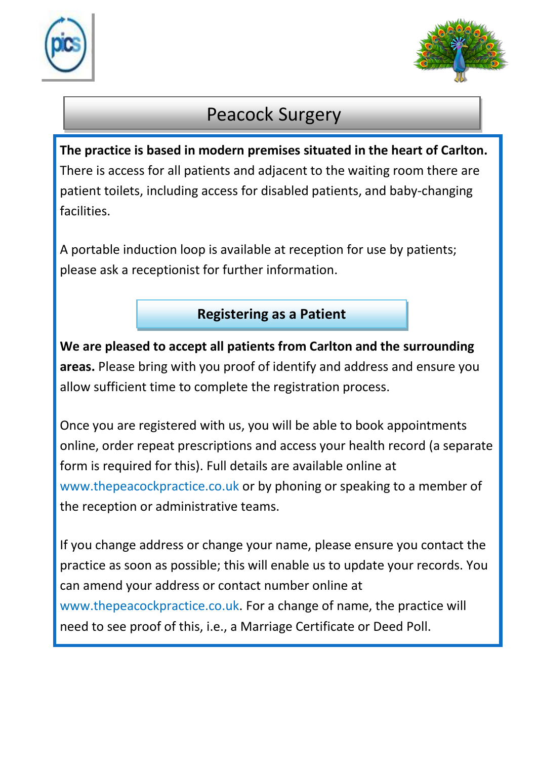# Peacock Surgery

**The practice is based in modern premises situated in the heart of Carlton.** There is access for all patients and adjacent to the waiting room there are patient toilets, including access for disabled patients, and baby-changing facilities.

A portable induction loop is available at reception for use by patients; please ask a receptionist for further information.

## Registering as a Patient

**We are pleased to accept all patients from Carlton and the surrounding areas.** Please bring with you proof of identify and address and ensure you allow sufficient time to complete the registration process.

Once you are registered with us, you will be able to book appointments online, order repeat prescriptions and access your health record (a separate form is required for this). Full details are available online at www.thepeacockpractice.co.uk or by phoning or speaking to a member of the reception or administrative teams.

If you change address or change your name, please ensure you contact the practice as soon as possible; this will enable us to update your records. You can amend your address or contact number online at www.thepeacockpractice.co.uk. For a change of name, the practice will need to see proof of this, i.e., a Marriage Certificate or Deed Poll.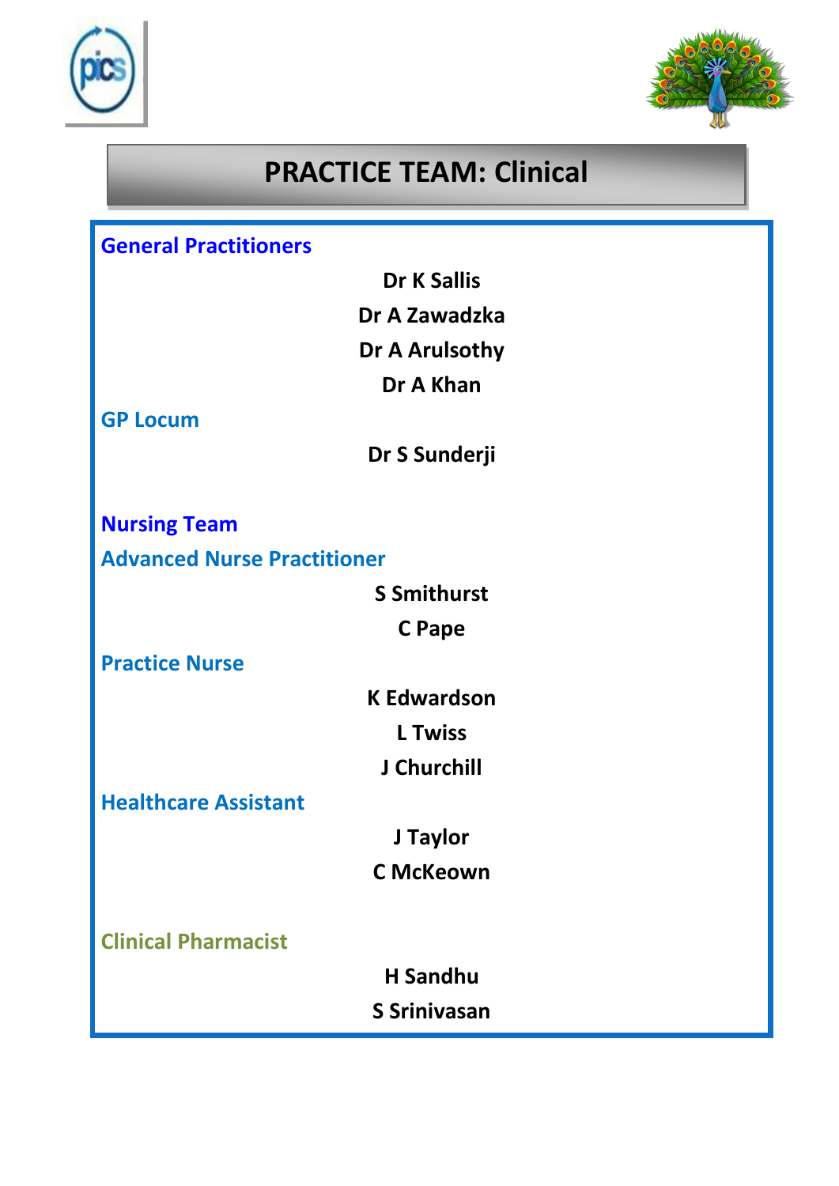# PRACTICE TEAM: Clinical

## General Practitioners

**Dr K Sallis**
**Dr A Zawadzka**
**Dr A Arulsothy**
**Dr A Khan**

### GP Locum

**Dr S Sunderji**

## Nursing Team

### Advanced Nurse Practitioner

**S Smithurst**
**C Pape**

### Practice Nurse

**K Edwardson**
**L Twiss**
**J Churchill**

### Healthcare Assistant

**J Taylor**
**C McKeown**

### Clinical Pharmacist

**H Sandhu**
**S Srinivasan**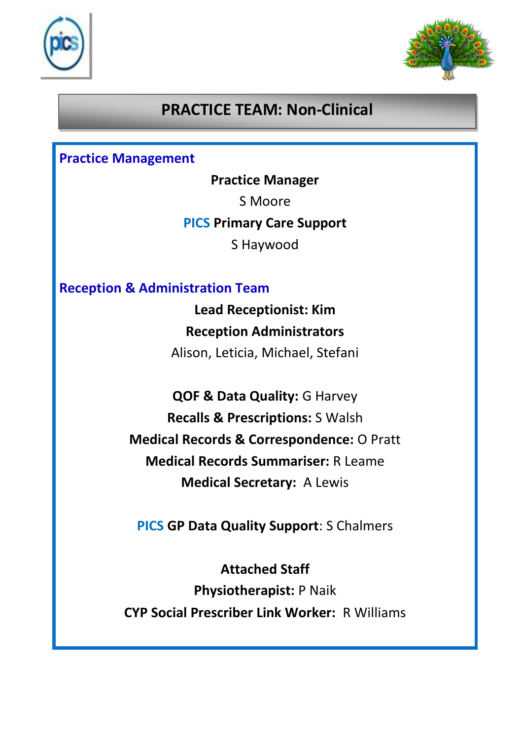# PRACTICE TEAM: Non-Clinical

## Practice Management

**Practice Manager**

S Moore

**PICS Primary Care Support**

S Haywood

## Reception & Administration Team

**Lead Receptionist: Kim**

**Reception Administrators**

Alison, Leticia, Michael, Stefani

**QOF & Data Quality:** G Harvey

**Recalls & Prescriptions:** S Walsh

**Medical Records & Correspondence:** O Pratt

**Medical Records Summariser:** R Leame

**Medical Secretary:** A Lewis

**PICS GP Data Quality Support**: S Chalmers

**Attached Staff**

**Physiotherapist:** P Naik

**CYP Social Prescriber Link Worker:** R Williams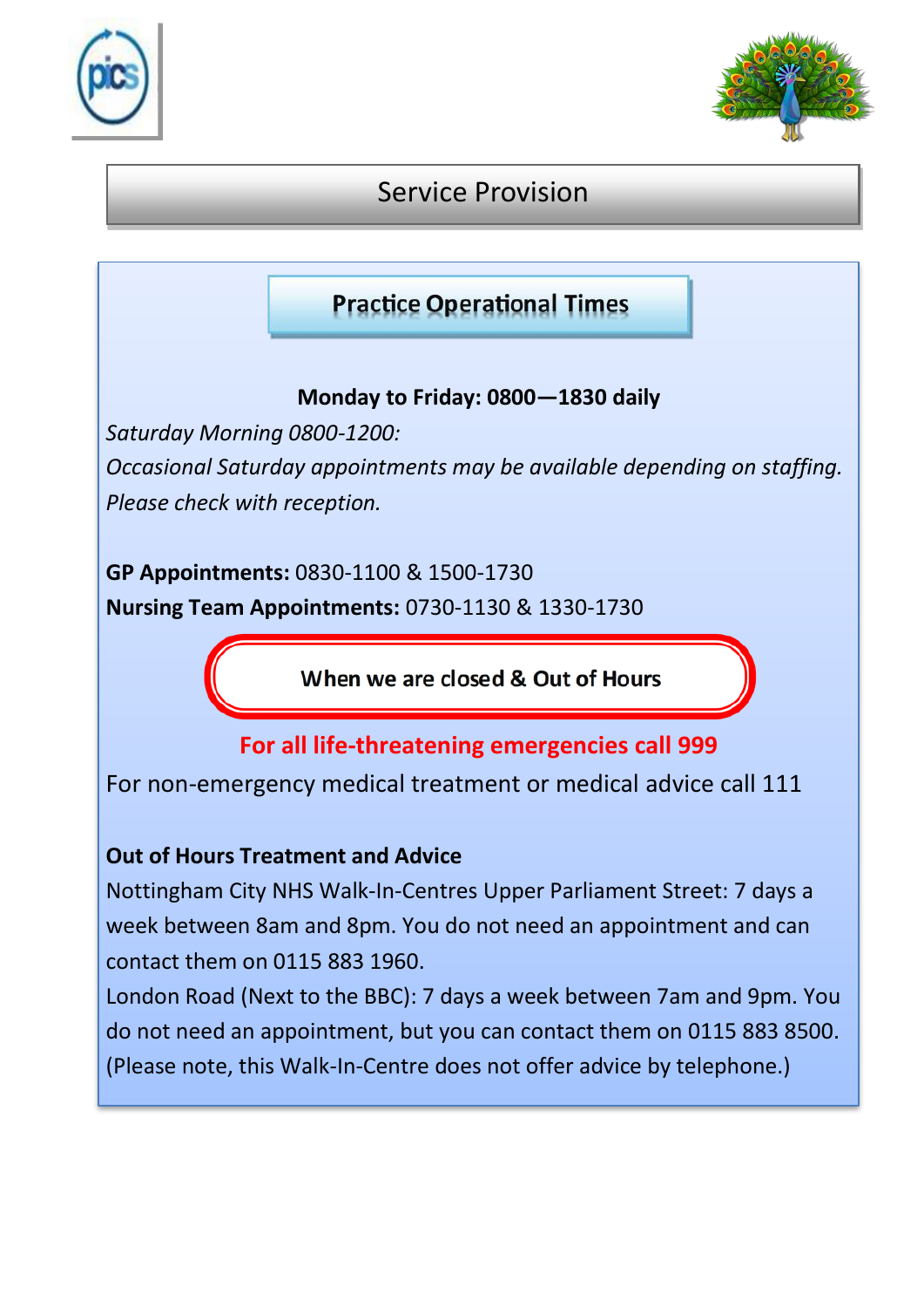# Service Provision

## Practice Operational Times

**Monday to Friday: 0800—1830 daily**

*Saturday Morning 0800-1200:*

*Occasional Saturday appointments may be available depending on staffing. Please check with reception.*

**GP Appointments:** 0830-1100 & 1500-1730

**Nursing Team Appointments:** 0730-1130 & 1330-1730

## When we are closed & Out of Hours

**For all life-threatening emergencies call 999**

For non-emergency medical treatment or medical advice call 111

**Out of Hours Treatment and Advice**

Nottingham City NHS Walk-In-Centres Upper Parliament Street: 7 days a week between 8am and 8pm. You do not need an appointment and can contact them on 0115 883 1960.

London Road (Next to the BBC): 7 days a week between 7am and 9pm. You do not need an appointment, but you can contact them on 0115 883 8500. (Please note, this Walk-In-Centre does not offer advice by telephone.)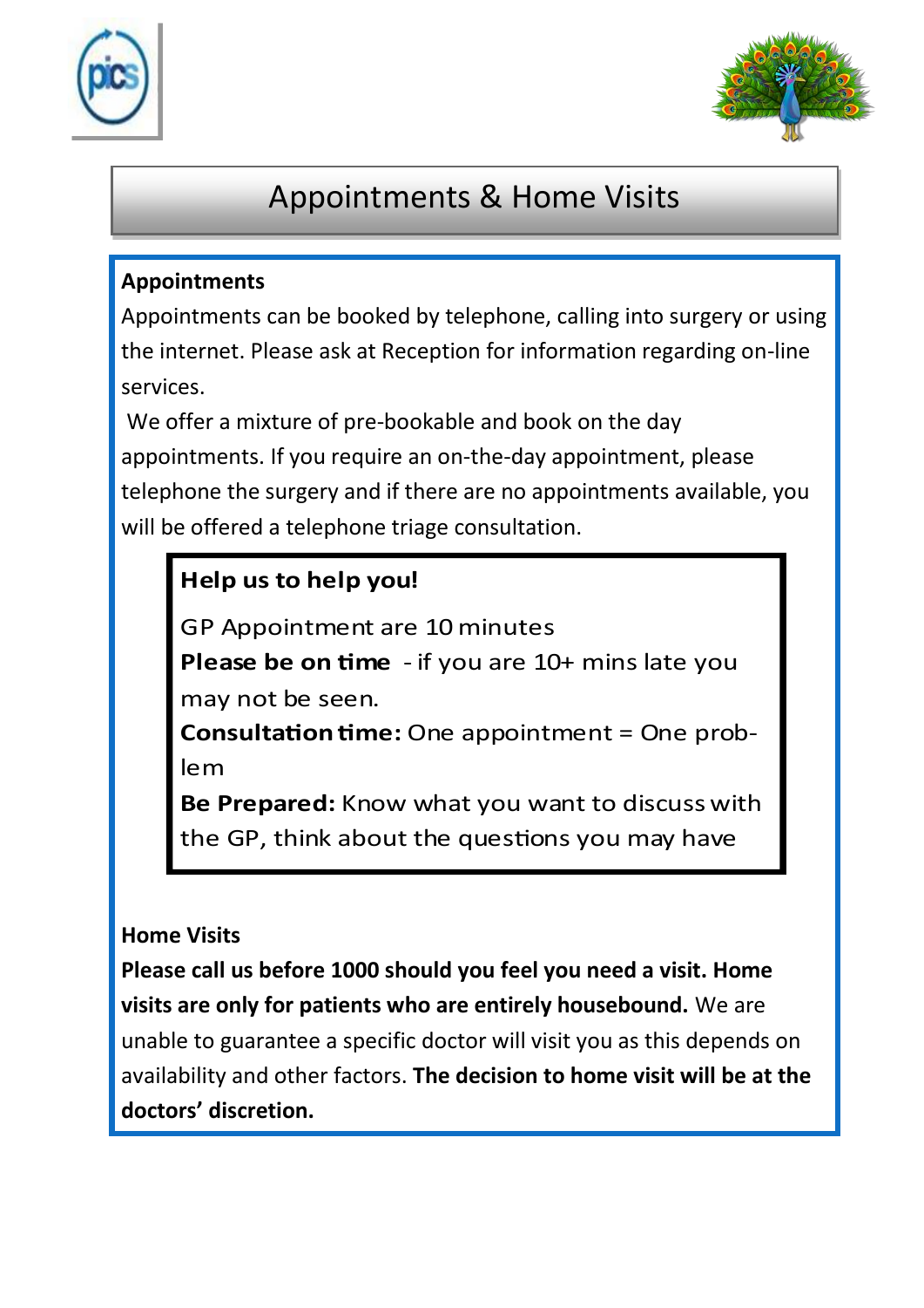# Appointments & Home Visits

**Appointments**

Appointments can be booked by telephone, calling into surgery or using the internet. Please ask at Reception for information regarding on-line services.

We offer a mixture of pre-bookable and book on the day appointments. If you require an on-the-day appointment, please telephone the surgery and if there are no appointments available, you will be offered a telephone triage consultation.

**Help us to help you!**

GP Appointment are 10 minutes

**Please be on time** - if you are 10+ mins late you may not be seen.

**Consultation time:** One appointment = One problem

**Be Prepared:** Know what you want to discuss with the GP, think about the questions you may have

**Home Visits**

**Please call us before 1000 should you feel you need a visit. Home visits are only for patients who are entirely housebound.** We are unable to guarantee a specific doctor will visit you as this depends on availability and other factors. **The decision to home visit will be at the doctors' discretion.**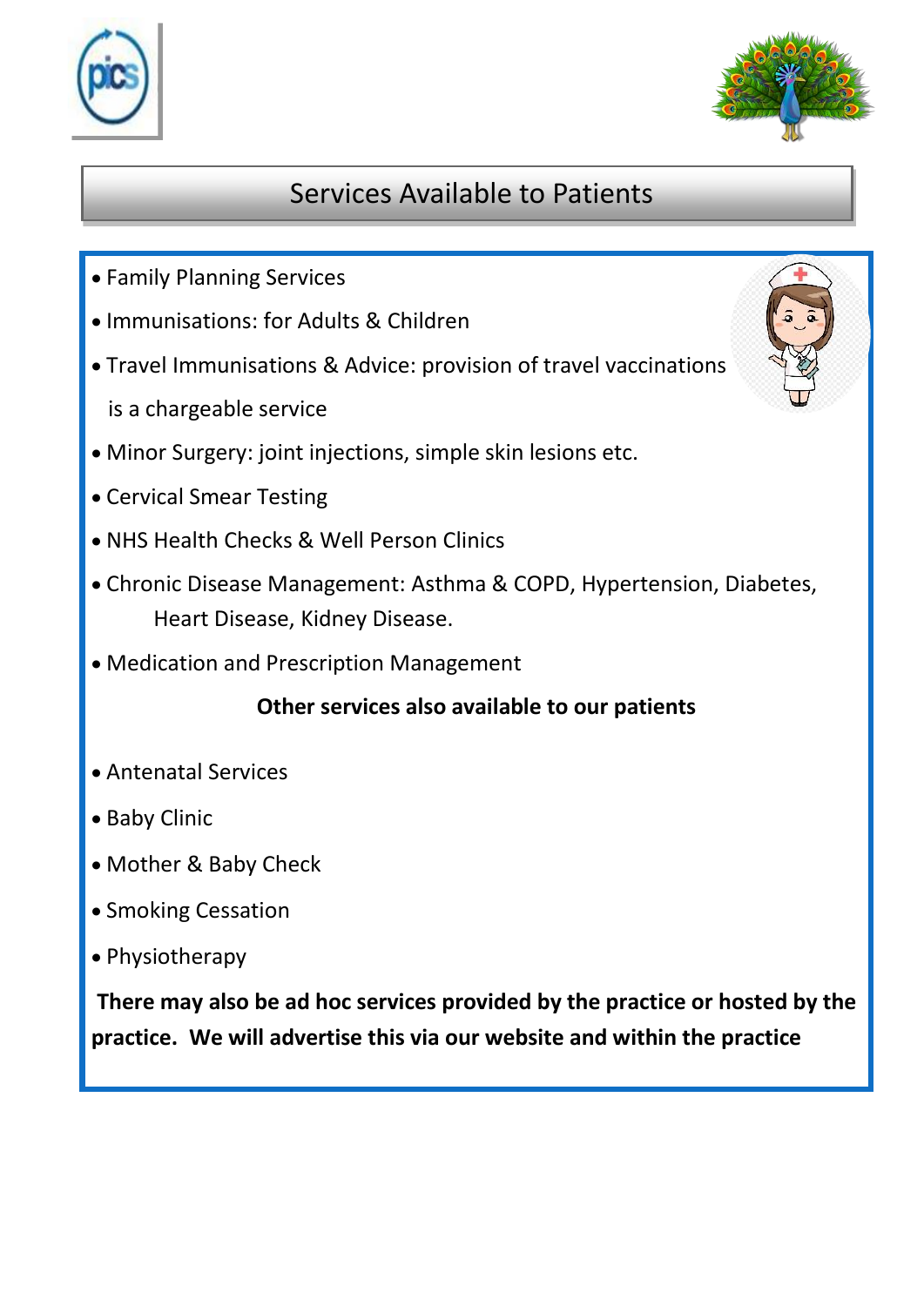# Services Available to Patients

- Family Planning Services
- Immunisations: for Adults & Children
- Travel Immunisations & Advice: provision of travel vaccinations is a chargeable service
- Minor Surgery: joint injections, simple skin lesions etc.
- Cervical Smear Testing
- NHS Health Checks & Well Person Clinics
- Chronic Disease Management: Asthma & COPD, Hypertension, Diabetes, Heart Disease, Kidney Disease.
- Medication and Prescription Management

**Other services also available to our patients**

- Antenatal Services
- Baby Clinic
- Mother & Baby Check
- Smoking Cessation
- Physiotherapy

**There may also be ad hoc services provided by the practice or hosted by the practice. We will advertise this via our website and within the practice**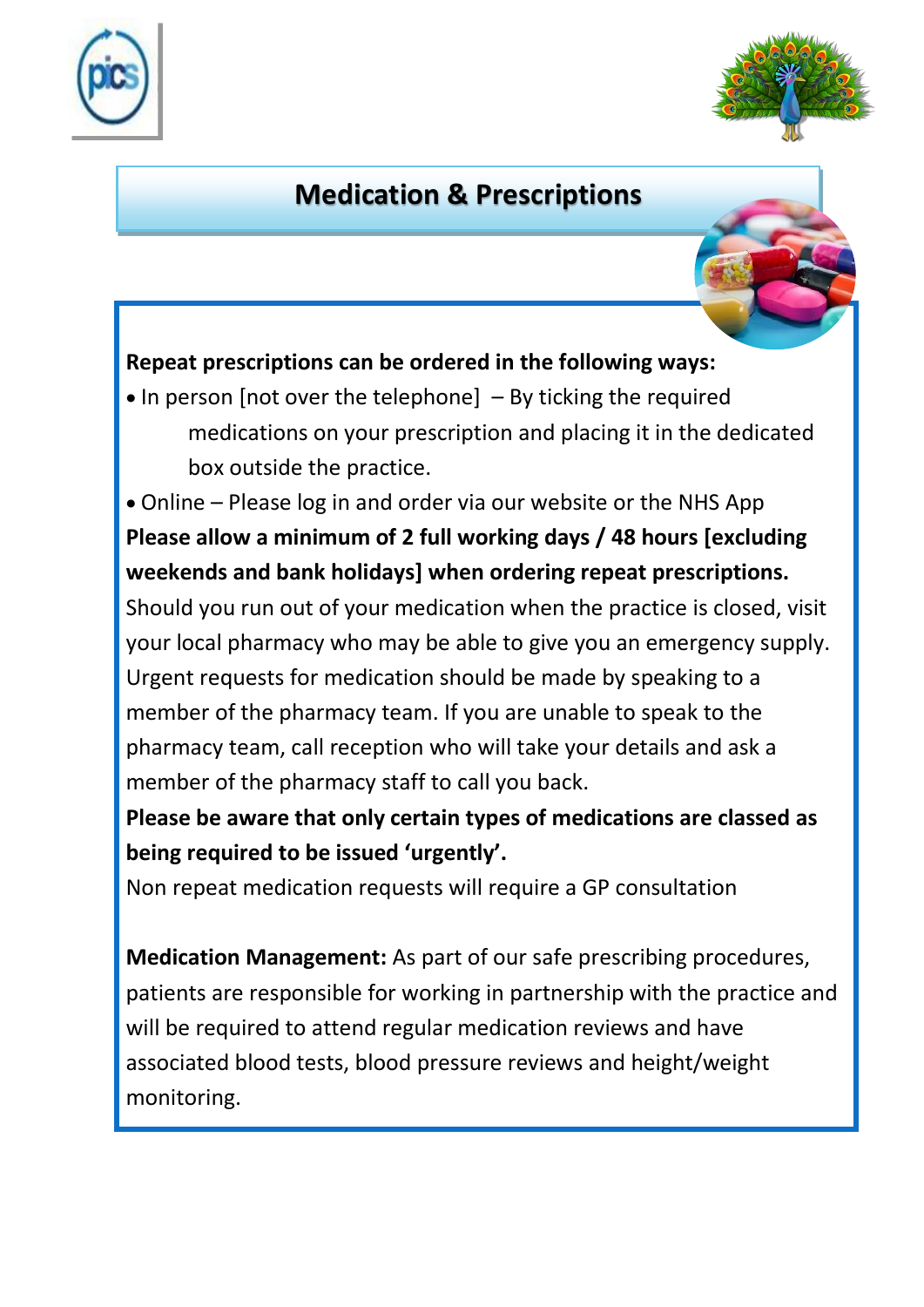# Medication & Prescriptions

**Repeat prescriptions can be ordered in the following ways:**

- In person [not over the telephone] – By ticking the required medications on your prescription and placing it in the dedicated box outside the practice.
- Online – Please log in and order via our website or the NHS App

**Please allow a minimum of 2 full working days / 48 hours [excluding weekends and bank holidays] when ordering repeat prescriptions.**

Should you run out of your medication when the practice is closed, visit your local pharmacy who may be able to give you an emergency supply. Urgent requests for medication should be made by speaking to a member of the pharmacy team. If you are unable to speak to the pharmacy team, call reception who will take your details and ask a member of the pharmacy staff to call you back.

**Please be aware that only certain types of medications are classed as being required to be issued 'urgently'.**

Non repeat medication requests will require a GP consultation

**Medication Management:** As part of our safe prescribing procedures, patients are responsible for working in partnership with the practice and will be required to attend regular medication reviews and have associated blood tests, blood pressure reviews and height/weight monitoring.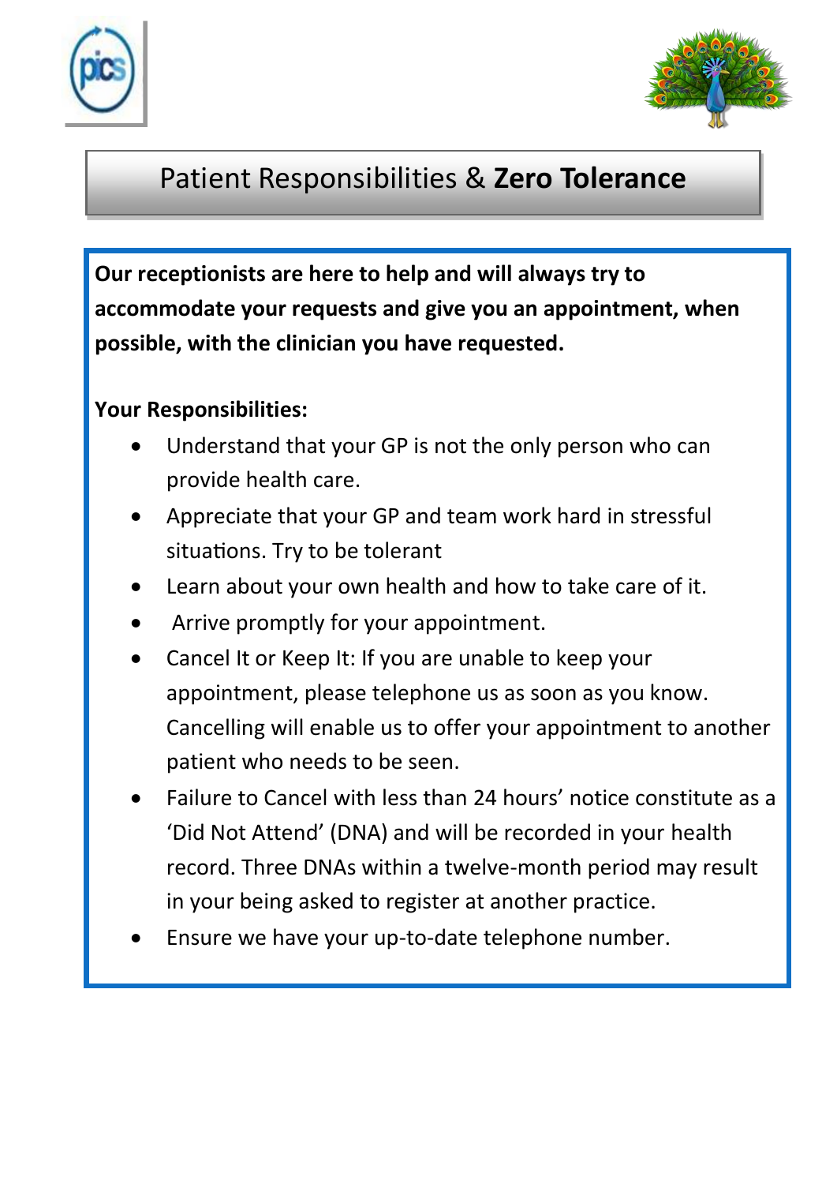# Patient Responsibilities & **Zero Tolerance**

**Our receptionists are here to help and will always try to accommodate your requests and give you an appointment, when possible, with the clinician you have requested.**

**Your Responsibilities:**

- Understand that your GP is not the only person who can provide health care.
- Appreciate that your GP and team work hard in stressful situations. Try to be tolerant
- Learn about your own health and how to take care of it.
- Arrive promptly for your appointment.
- Cancel It or Keep It: If you are unable to keep your appointment, please telephone us as soon as you know. Cancelling will enable us to offer your appointment to another patient who needs to be seen.
- Failure to Cancel with less than 24 hours' notice constitute as a 'Did Not Attend' (DNA) and will be recorded in your health record. Three DNAs within a twelve-month period may result in your being asked to register at another practice.
- Ensure we have your up-to-date telephone number.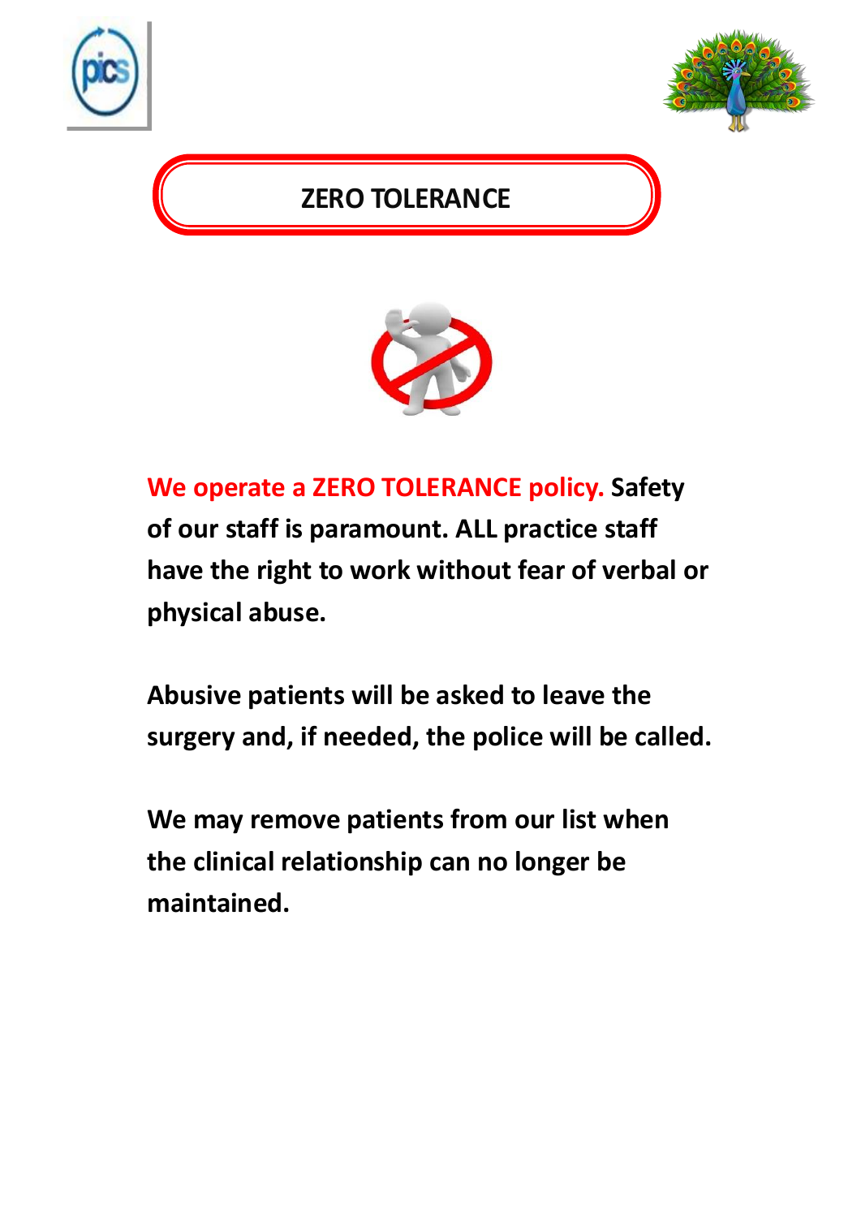# ZERO TOLERANCE

**We operate a ZERO TOLERANCE policy. Safety of our staff is paramount. ALL practice staff have the right to work without fear of verbal or physical abuse.**

**Abusive patients will be asked to leave the surgery and, if needed, the police will be called.**

**We may remove patients from our list when the clinical relationship can no longer be maintained.**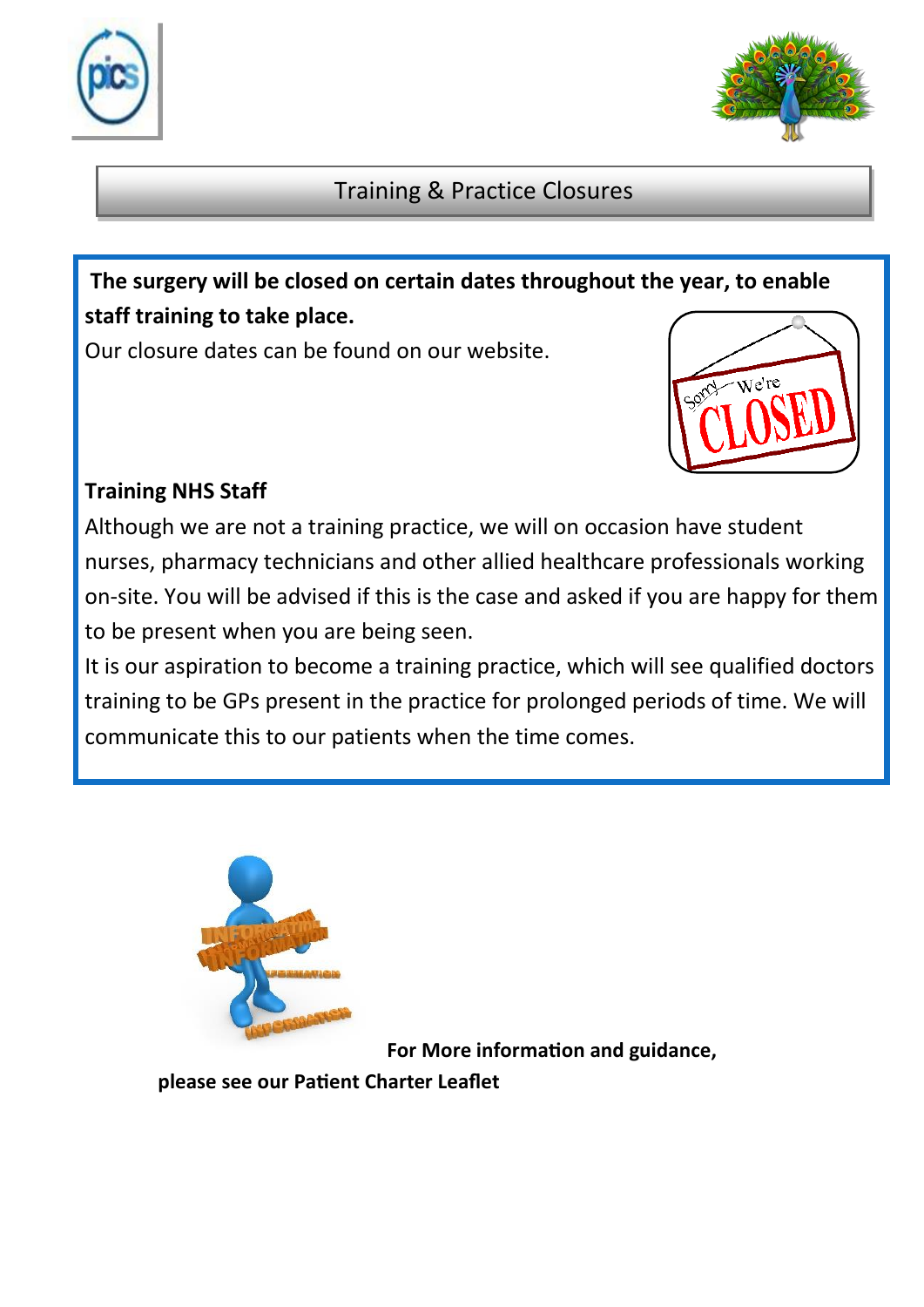## Training & Practice Closures

**The surgery will be closed on certain dates throughout the year, to enable staff training to take place.**

Our closure dates can be found on our website.

**Training NHS Staff**

Although we are not a training practice, we will on occasion have student nurses, pharmacy technicians and other allied healthcare professionals working on-site. You will be advised if this is the case and asked if you are happy for them to be present when you are being seen.

It is our aspiration to become a training practice, which will see qualified doctors training to be GPs present in the practice for prolonged periods of time. We will communicate this to our patients when the time comes.

**For More information and guidance, please see our Patient Charter Leaflet**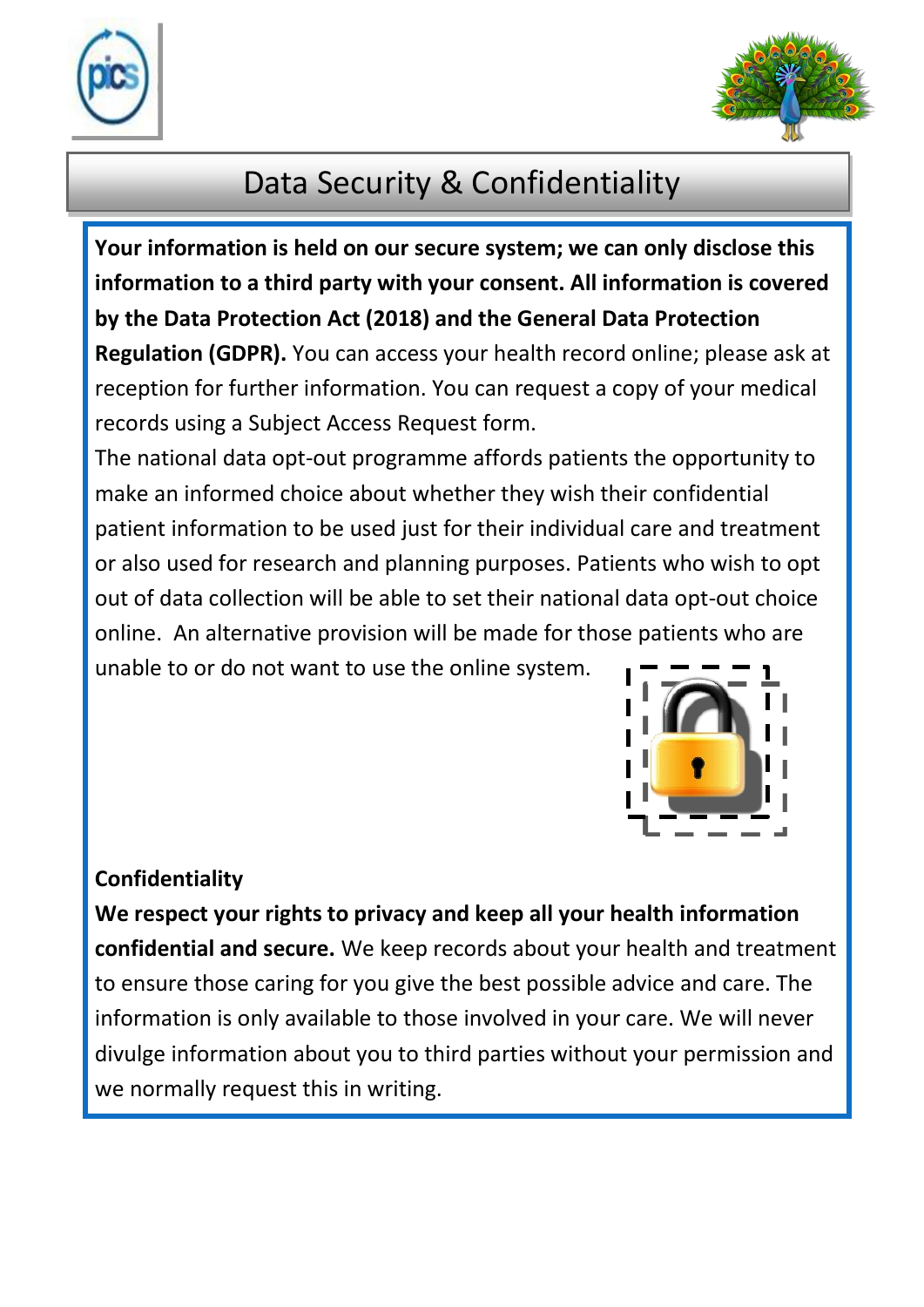# Data Security & Confidentiality

**Your information is held on our secure system; we can only disclose this information to a third party with your consent. All information is covered by the Data Protection Act (2018) and the General Data Protection Regulation (GDPR).** You can access your health record online; please ask at reception for further information. You can request a copy of your medical records using a Subject Access Request form.

The national data opt-out programme affords patients the opportunity to make an informed choice about whether they wish their confidential patient information to be used just for their individual care and treatment or also used for research and planning purposes. Patients who wish to opt out of data collection will be able to set their national data opt-out choice online. An alternative provision will be made for those patients who are unable to or do not want to use the online system.

## Confidentiality

**We respect your rights to privacy and keep all your health information confidential and secure.** We keep records about your health and treatment to ensure those caring for you give the best possible advice and care. The information is only available to those involved in your care. We will never divulge information about you to third parties without your permission and we normally request this in writing.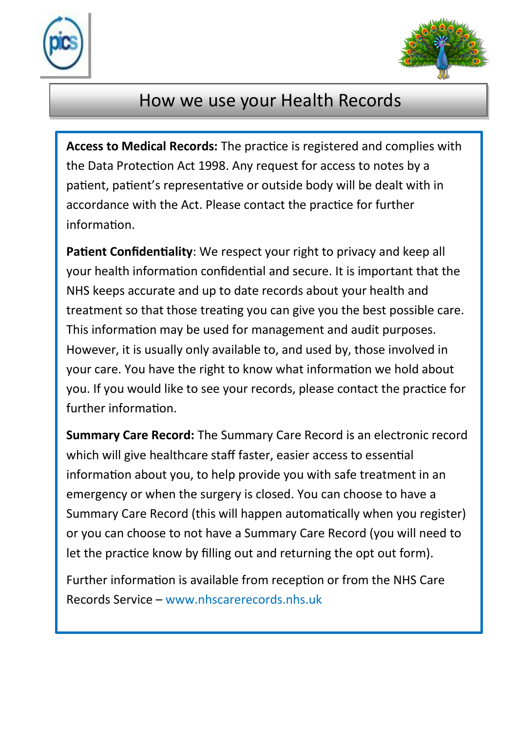# How we use your Health Records

**Access to Medical Records:** The practice is registered and complies with the Data Protection Act 1998. Any request for access to notes by a patient, patient's representative or outside body will be dealt with in accordance with the Act. Please contact the practice for further information.

**Patient Confidentiality**: We respect your right to privacy and keep all your health information confidential and secure. It is important that the NHS keeps accurate and up to date records about your health and treatment so that those treating you can give you the best possible care. This information may be used for management and audit purposes. However, it is usually only available to, and used by, those involved in your care. You have the right to know what information we hold about you. If you would like to see your records, please contact the practice for further information.

**Summary Care Record:** The Summary Care Record is an electronic record which will give healthcare staff faster, easier access to essential information about you, to help provide you with safe treatment in an emergency or when the surgery is closed. You can choose to have a Summary Care Record (this will happen automatically when you register) or you can choose to not have a Summary Care Record (you will need to let the practice know by filling out and returning the opt out form).

Further information is available from reception or from the NHS Care Records Service – www.nhscarerecords.nhs.uk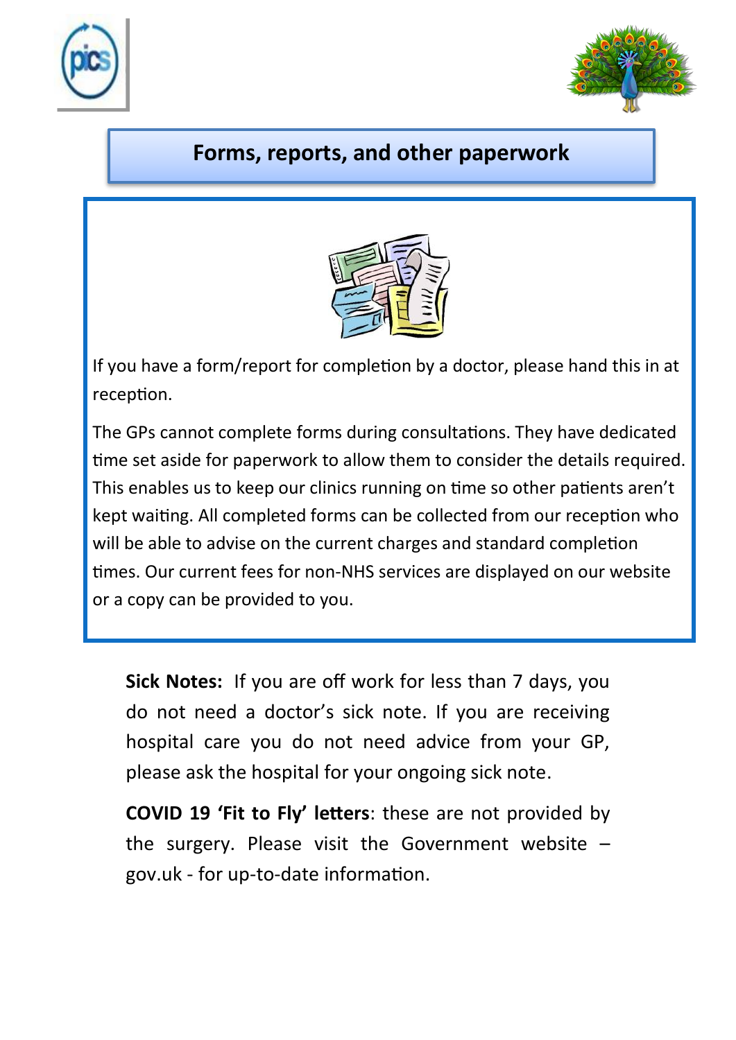## Forms, reports, and other paperwork

If you have a form/report for completion by a doctor, please hand this in at reception.

The GPs cannot complete forms during consultations. They have dedicated time set aside for paperwork to allow them to consider the details required. This enables us to keep our clinics running on time so other patients aren't kept waiting. All completed forms can be collected from our reception who will be able to advise on the current charges and standard completion times. Our current fees for non-NHS services are displayed on our website or a copy can be provided to you.

**Sick Notes:** If you are off work for less than 7 days, you do not need a doctor's sick note. If you are receiving hospital care you do not need advice from your GP, please ask the hospital for your ongoing sick note.

**COVID 19 'Fit to Fly' letters**: these are not provided by the surgery. Please visit the Government website – gov.uk - for up-to-date information.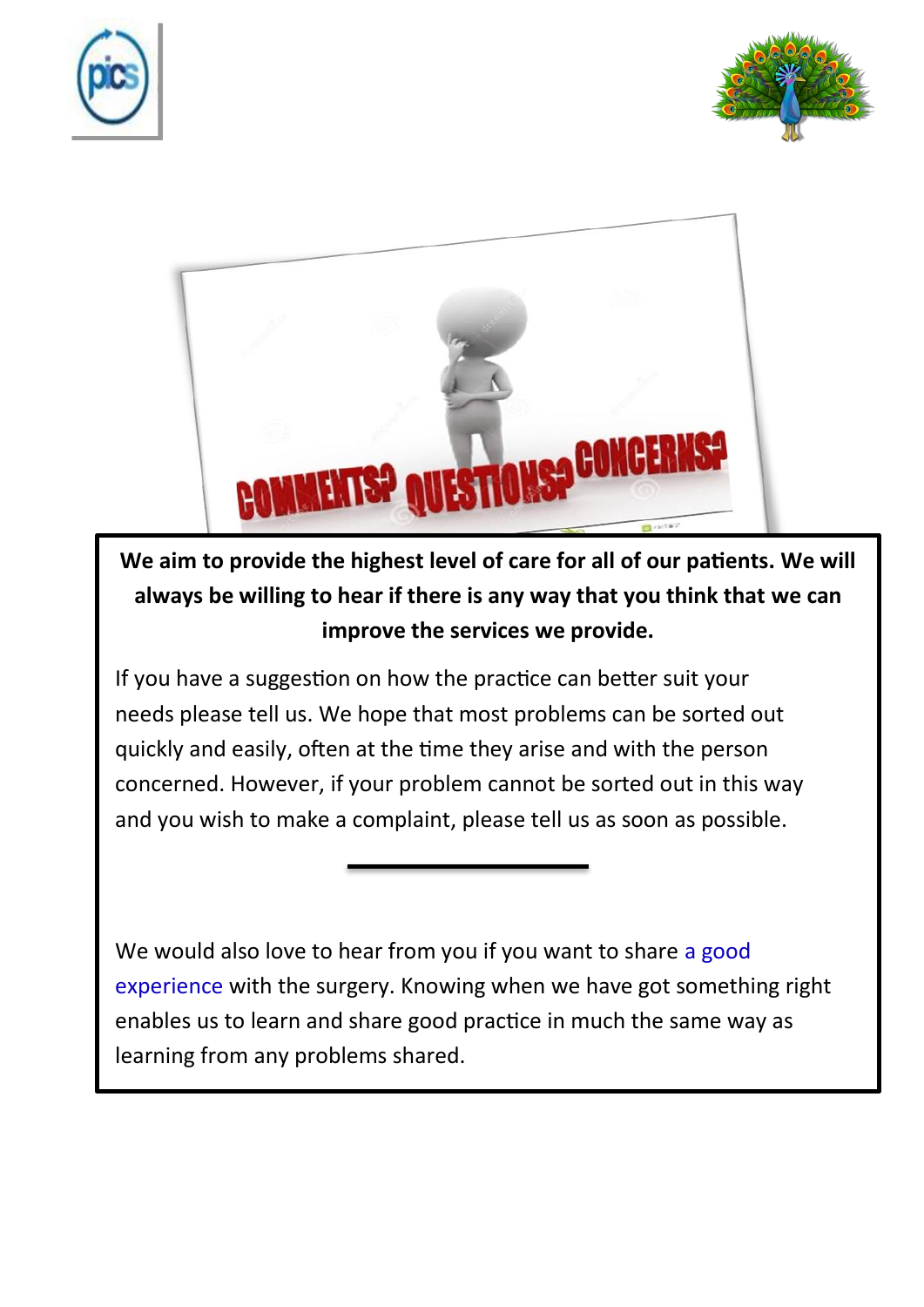**We aim to provide the highest level of care for all of our patients. We will always be willing to hear if there is any way that you think that we can improve the services we provide.**

If you have a suggestion on how the practice can better suit your needs please tell us. We hope that most problems can be sorted out quickly and easily, often at the time they arise and with the person concerned. However, if your problem cannot be sorted out in this way and you wish to make a complaint, please tell us as soon as possible.

---

We would also love to hear from you if you want to share a good experience with the surgery. Knowing when we have got something right enables us to learn and share good practice in much the same way as learning from any problems shared.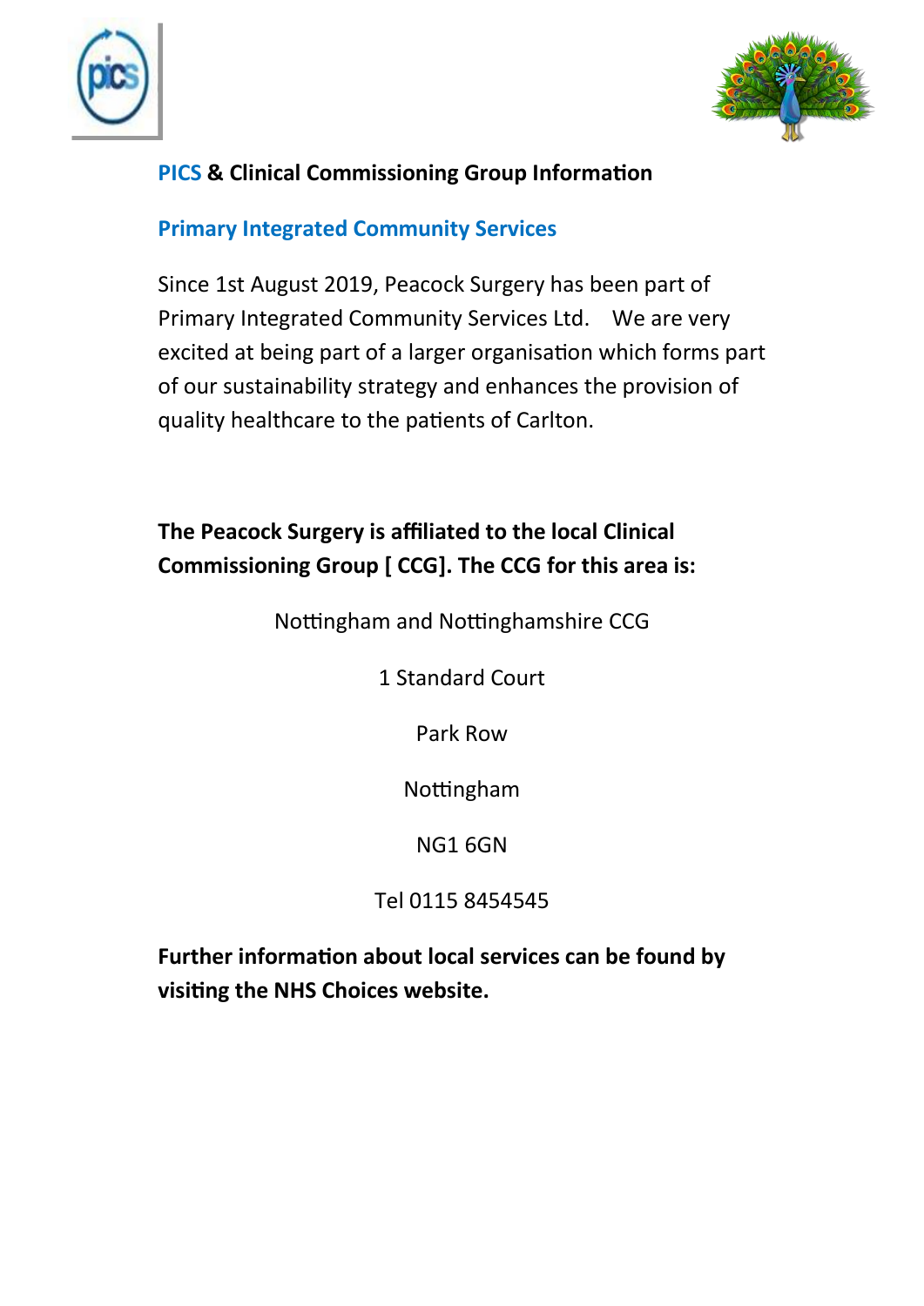## PICS & Clinical Commissioning Group Information

### Primary Integrated Community Services

Since 1st August 2019, Peacock Surgery has been part of Primary Integrated Community Services Ltd. We are very excited at being part of a larger organisation which forms part of our sustainability strategy and enhances the provision of quality healthcare to the patients of Carlton.

**The Peacock Surgery is affiliated to the local Clinical Commissioning Group [ CCG]. The CCG for this area is:**

Nottingham and Nottinghamshire CCG

1 Standard Court

Park Row

Nottingham

NG1 6GN

Tel 0115 8454545

**Further information about local services can be found by visiting the NHS Choices website.**